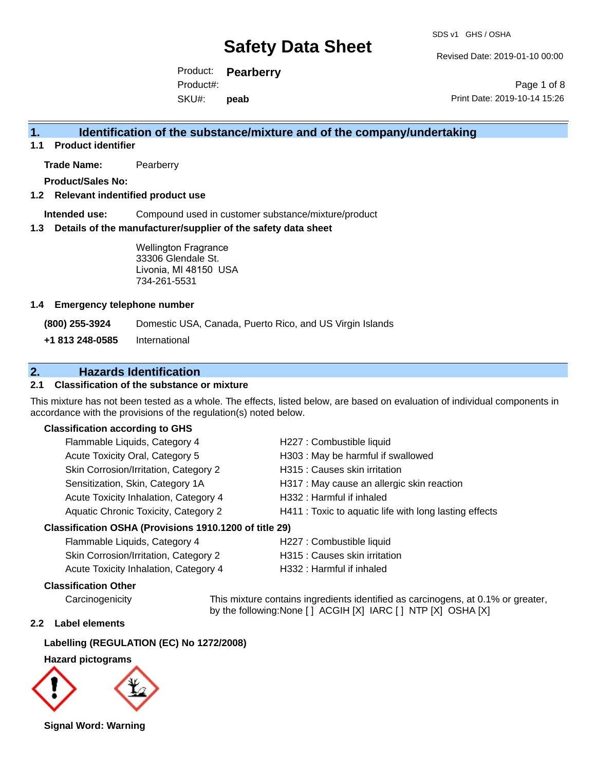# Safety Data Sheet

SDS v1 GHS / OSHA

Revised Date: 2019-01-10 00:00

Product: **Pearberry**

Product#:

SKU#: **peab**

Print Date: 2019-10-14 15:26

## 1. Identification of the substance/mixture and of the company/undertaking

### 1.1 Product identifier

**Trade Name:** Pearberry

**Product/Sales No:**

### 1.2 Relevant indentified product use

**Intended use:** Compound used in customer substance/mixture/product

### 1.3 Details of the manufacturer/supplier of the safety data sheet

Wellington Fragrance
33306 Glendale St.
Livonia, MI 48150 USA
734-261-5531

### 1.4 Emergency telephone number

**(800) 255-3924** Domestic USA, Canada, Puerto Rico, and US Virgin Islands

**+1 813 248-0585** International

## 2. Hazards Identification

### 2.1 Classification of the substance or mixture

This mixture has not been tested as a whole. The effects, listed below, are based on evaluation of individual components in accordance with the provisions of the regulation(s) noted below.

**Classification according to GHS**

| | |
|---|---|
| Flammable Liquids, Category 4 | H227 : Combustible liquid |
| Acute Toxicity Oral, Category 5 | H303 : May be harmful if swallowed |
| Skin Corrosion/Irritation, Category 2 | H315 : Causes skin irritation |
| Sensitization, Skin, Category 1A | H317 : May cause an allergic skin reaction |
| Acute Toxicity Inhalation, Category 4 | H332 : Harmful if inhaled |
| Aquatic Chronic Toxicity, Category 2 | H411 : Toxic to aquatic life with long lasting effects |

**Classification OSHA (Provisions 1910.1200 of title 29)**

| | |
|---|---|
| Flammable Liquids, Category 4 | H227 : Combustible liquid |
| Skin Corrosion/Irritation, Category 2 | H315 : Causes skin irritation |
| Acute Toxicity Inhalation, Category 4 | H332 : Harmful if inhaled |

**Classification Other**

Carcinogenicity: This mixture contains ingredients identified as carcinogens, at 0.1% or greater, by the following:None [ ] ACGIH [X] IARC [ ] NTP [X] OSHA [X]

### 2.2 Label elements

**Labelling (REGULATION (EC) No 1272/2008)**

**Hazard pictograms**

**Signal Word: Warning**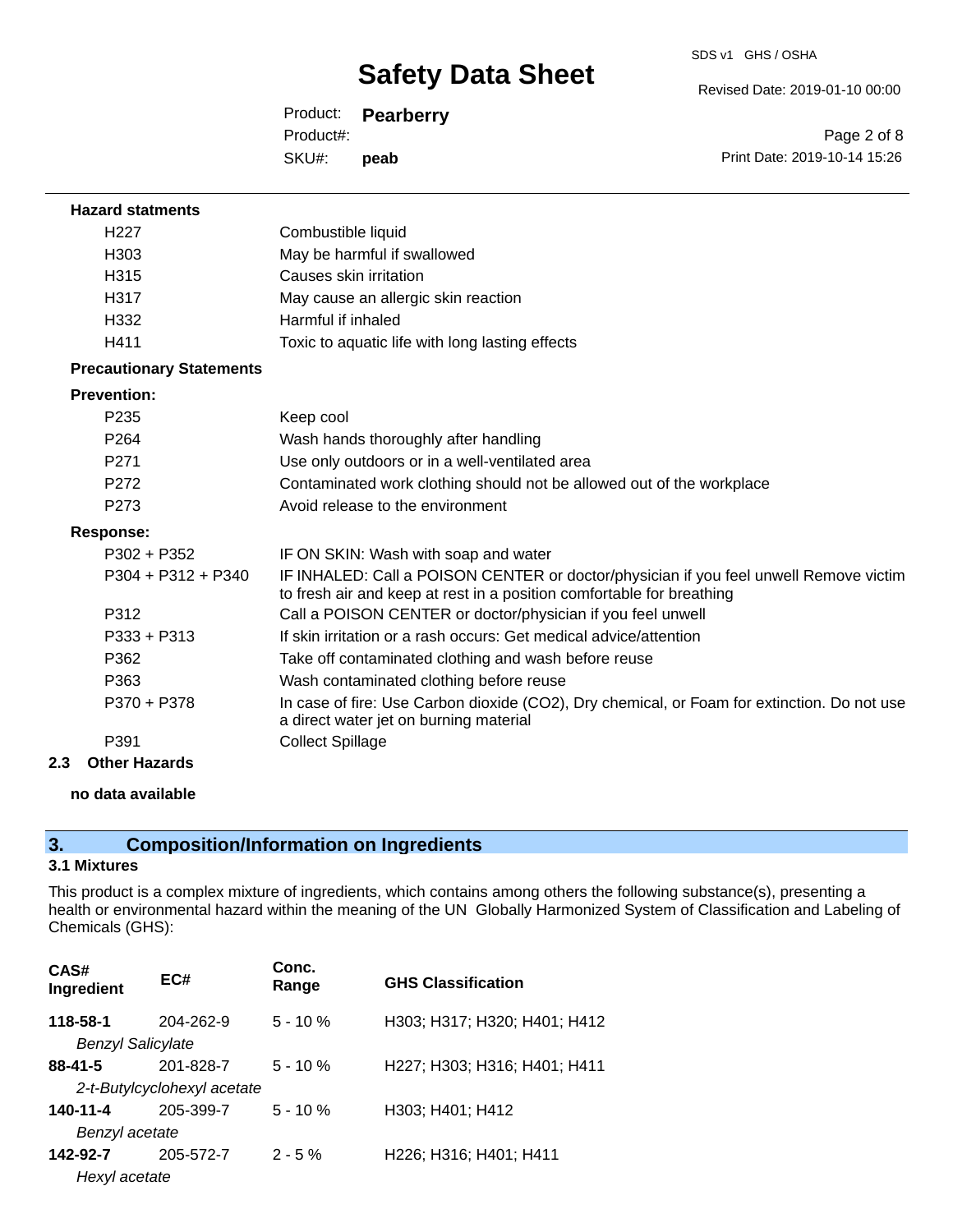**Hazard statments**

| | |
|---|---|
| H227 | Combustible liquid |
| H303 | May be harmful if swallowed |
| H315 | Causes skin irritation |
| H317 | May cause an allergic skin reaction |
| H332 | Harmful if inhaled |
| H411 | Toxic to aquatic life with long lasting effects |

**Precautionary Statements**

**Prevention:**

| | |
|---|---|
| P235 | Keep cool |
| P264 | Wash hands thoroughly after handling |
| P271 | Use only outdoors or in a well-ventilated area |
| P272 | Contaminated work clothing should not be allowed out of the workplace |
| P273 | Avoid release to the environment |

**Response:**

| | |
|---|---|
| P302 + P352 | IF ON SKIN: Wash with soap and water |
| P304 + P312 + P340 | IF INHALED: Call a POISON CENTER or doctor/physician if you feel unwell Remove victim to fresh air and keep at rest in a position comfortable for breathing |
| P312 | Call a POISON CENTER or doctor/physician if you feel unwell |
| P333 + P313 | If skin irritation or a rash occurs: Get medical advice/attention |
| P362 | Take off contaminated clothing and wash before reuse |
| P363 | Wash contaminated clothing before reuse |
| P370 + P378 | In case of fire: Use Carbon dioxide ($CO_2$), Dry chemical, or Foam for extinction. Do not use a direct water jet on burning material |
| P391 | Collect Spillage |

### 2.3 Other Hazards

**no data available**

## 3. Composition/Information on Ingredients

### 3.1 Mixtures

This product is a complex mixture of ingredients, which contains among others the following substance(s), presenting a health or environmental hazard within the meaning of the UN Globally Harmonized System of Classification and Labeling of Chemicals (GHS):

| CAS# Ingredient | EC# | Conc. Range | GHS Classification |
|---|---|---|---|
| **118-58-1** *Benzyl Salicylate* | 204-262-9 | 5 - 10 % | H303; H317; H320; H401; H412 |
| **88-41-5** *2-t-Butylcyclohexyl acetate* | 201-828-7 | 5 - 10 % | H227; H303; H316; H401; H411 |
| **140-11-4** *Benzyl acetate* | 205-399-7 | 5 - 10 % | H303; H401; H412 |
| **142-92-7** *Hexyl acetate* | 205-572-7 | 2 - 5 % | H226; H316; H401; H411 |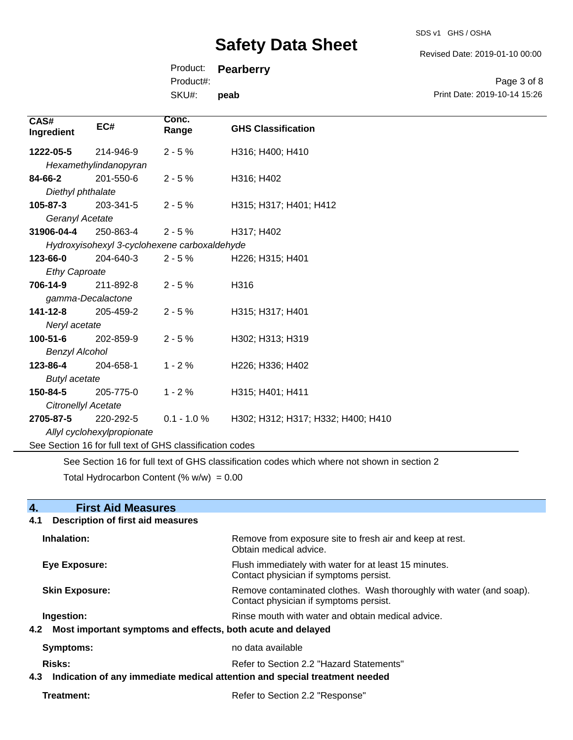| CAS# Ingredient | EC# | Conc. Range | GHS Classification |
|---|---|---|---|
| **1222-05-5** | 214-946-9 | 2 - 5 % | H316; H400; H410 |
| *Hexamethylindanopyran* | | | |
| **84-66-2** | 201-550-6 | 2 - 5 % | H316; H402 |
| *Diethyl phthalate* | | | |
| **105-87-3** | 203-341-5 | 2 - 5 % | H315; H317; H401; H412 |
| *Geranyl Acetate* | | | |
| **31906-04-4** | 250-863-4 | 2 - 5 % | H317; H402 |
| *Hydroxyisohexyl 3-cyclohexene carboxaldehyde* | | | |
| **123-66-0** | 204-640-3 | 2 - 5 % | H226; H315; H401 |
| *Ethy Caproate* | | | |
| **706-14-9** | 211-892-8 | 2 - 5 % | H316 |
| *gamma-Decalactone* | | | |
| **141-12-8** | 205-459-2 | 2 - 5 % | H315; H317; H401 |
| *Neryl acetate* | | | |
| **100-51-6** | 202-859-9 | 2 - 5 % | H302; H313; H319 |
| *Benzyl Alcohol* | | | |
| **123-86-4** | 204-658-1 | 1 - 2 % | H226; H336; H402 |
| *Butyl acetate* | | | |
| **150-84-5** | 205-775-0 | 1 - 2 % | H315; H401; H411 |
| *Citronellyl Acetate* | | | |
| **2705-87-5** | 220-292-5 | 0.1 - 1.0 % | H302; H312; H317; H332; H400; H410 |
| *Allyl cyclohexylpropionate* | | | |

See Section 16 for full text of GHS classification codes

See Section 16 for full text of GHS classification codes which where not shown in section 2

Total Hydrocarbon Content (% w/w) = 0.00

## 4. First Aid Measures

### 4.1 Description of first aid measures

**Inhalation:** Remove from exposure site to fresh air and keep at rest. Obtain medical advice.

**Eye Exposure:** Flush immediately with water for at least 15 minutes. Contact physician if symptoms persist.

**Skin Exposure:** Remove contaminated clothes. Wash thoroughly with water (and soap). Contact physician if symptoms persist.

**Ingestion:** Rinse mouth with water and obtain medical advice.

### 4.2 Most important symptoms and effects, both acute and delayed

**Symptoms:** no data available

**Risks:** Refer to Section 2.2 "Hazard Statements"

### 4.3 Indication of any immediate medical attention and special treatment needed

**Treatment:** Refer to Section 2.2 "Response"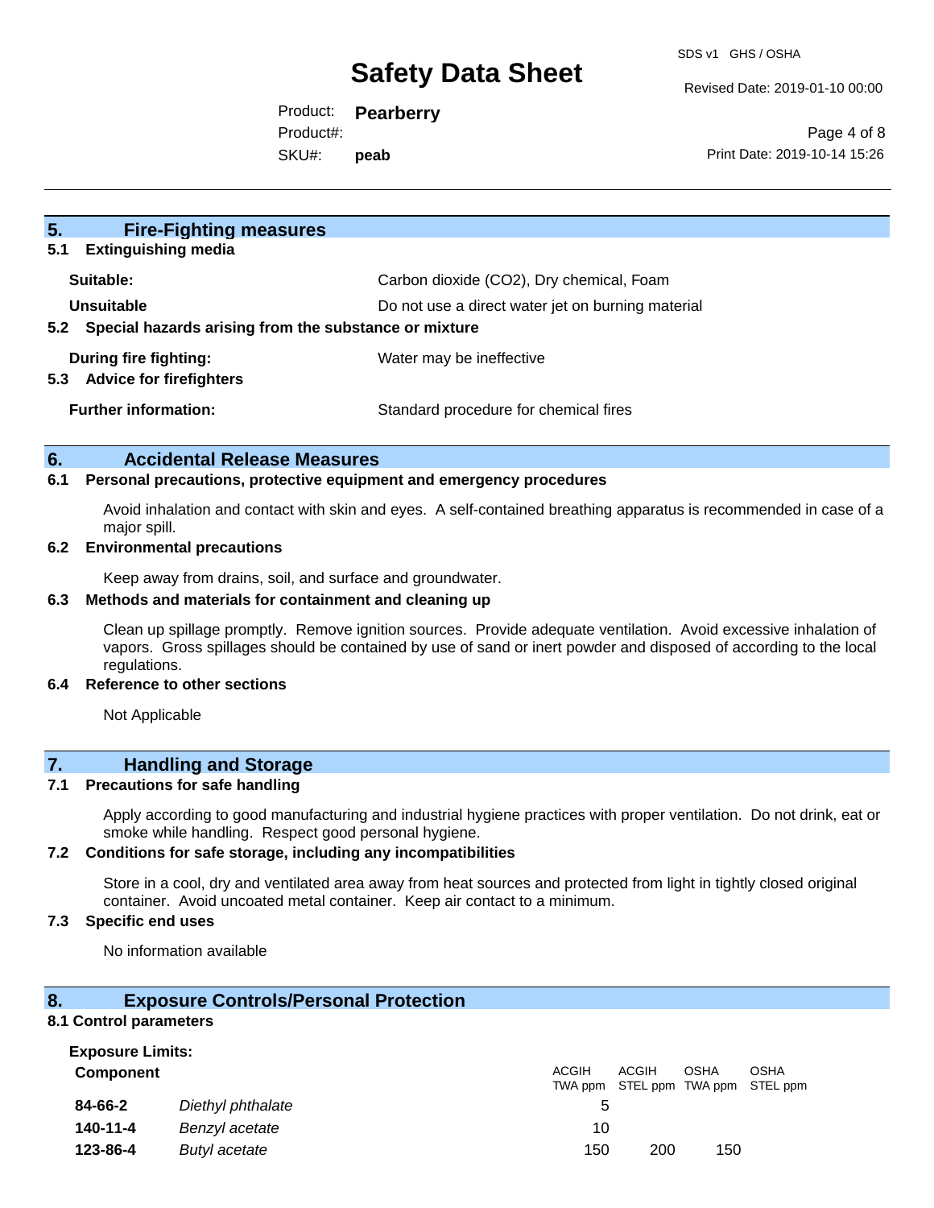## 5. Fire-Fighting measures

### 5.1 Extinguishing media

**Suitable:** Carbon dioxide ($CO_2$), Dry chemical, Foam

**Unsuitable** Do not use a direct water jet on burning material

### 5.2 Special hazards arising from the substance or mixture

**During fire fighting:** Water may be ineffective

### 5.3 Advice for firefighters

**Further information:** Standard procedure for chemical fires

## 6. Accidental Release Measures

### 6.1 Personal precautions, protective equipment and emergency procedures

Avoid inhalation and contact with skin and eyes. A self-contained breathing apparatus is recommended in case of a major spill.

### 6.2 Environmental precautions

Keep away from drains, soil, and surface and groundwater.

### 6.3 Methods and materials for containment and cleaning up

Clean up spillage promptly. Remove ignition sources. Provide adequate ventilation. Avoid excessive inhalation of vapors. Gross spillages should be contained by use of sand or inert powder and disposed of according to the local regulations.

### 6.4 Reference to other sections

Not Applicable

## 7. Handling and Storage

### 7.1 Precautions for safe handling

Apply according to good manufacturing and industrial hygiene practices with proper ventilation. Do not drink, eat or smoke while handling. Respect good personal hygiene.

### 7.2 Conditions for safe storage, including any incompatibilities

Store in a cool, dry and ventilated area away from heat sources and protected from light in tightly closed original container. Avoid uncoated metal container. Keep air contact to a minimum.

### 7.3 Specific end uses

No information available

## 8. Exposure Controls/Personal Protection

### 8.1 Control parameters

**Exposure Limits:**

| Component | | ACGIH TWA ppm | ACGIH STEL ppm | OSHA TWA ppm | OSHA STEL ppm |
|---|---|---|---|---|---|
| **84-66-2** | *Diethyl phthalate* | 5 | | | |
| **140-11-4** | *Benzyl acetate* | 10 | | | |
| **123-86-4** | *Butyl acetate* | 150 | 200 | 150 | |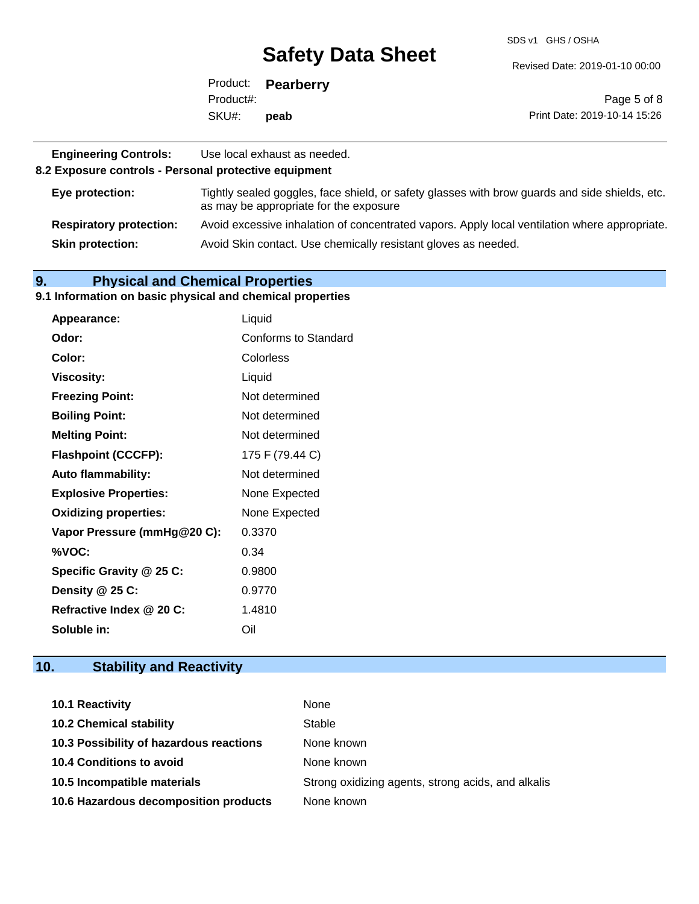| | |
|---|---|
| **Engineering Controls:** | Use local exhaust as needed. |

**8.2 Exposure controls - Personal protective equipment**

| | |
|---|---|
| **Eye protection:** | Tightly sealed goggles, face shield, or safety glasses with brow guards and side shields, etc. as may be appropriate for the exposure |
| **Respiratory protection:** | Avoid excessive inhalation of concentrated vapors. Apply local ventilation where appropriate. |
| **Skin protection:** | Avoid Skin contact. Use chemically resistant gloves as needed. |

## 9. Physical and Chemical Properties

### 9.1 Information on basic physical and chemical properties

| | |
|---|---|
| **Appearance:** | Liquid |
| **Odor:** | Conforms to Standard |
| **Color:** | Colorless |
| **Viscosity:** | Liquid |
| **Freezing Point:** | Not determined |
| **Boiling Point:** | Not determined |
| **Melting Point:** | Not determined |
| **Flashpoint (CCCFP):** | 175 F (79.44 C) |
| **Auto flammability:** | Not determined |
| **Explosive Properties:** | None Expected |
| **Oxidizing properties:** | None Expected |
| **Vapor Pressure (mmHg@20 C):** | 0.3370 |
| **%VOC:** | 0.34 |
| **Specific Gravity @ 25 C:** | 0.9800 |
| **Density @ 25 C:** | 0.9770 |
| **Refractive Index @ 20 C:** | 1.4810 |
| **Soluble in:** | Oil |

## 10. Stability and Reactivity

| | |
|---|---|
| **10.1 Reactivity** | None |
| **10.2 Chemical stability** | Stable |
| **10.3 Possibility of hazardous reactions** | None known |
| **10.4 Conditions to avoid** | None known |
| **10.5 Incompatible materials** | Strong oxidizing agents, strong acids, and alkalis |
| **10.6 Hazardous decomposition products** | None known |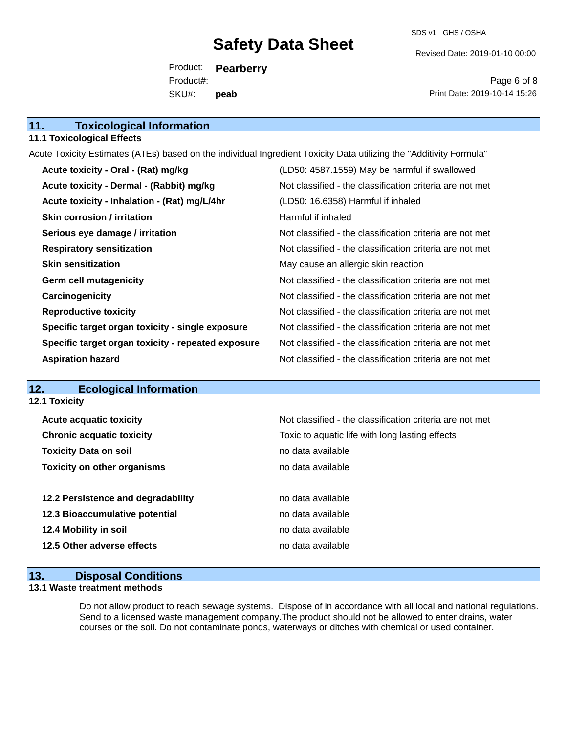## 11. Toxicological Information

### 11.1 Toxicological Effects

Acute Toxicity Estimates (ATEs) based on the individual Ingredient Toxicity Data utilizing the "Additivity Formula"

| | |
|---|---|
| **Acute toxicity - Oral - (Rat) mg/kg** | (LD50: 4587.1559) May be harmful if swallowed |
| **Acute toxicity - Dermal - (Rabbit) mg/kg** | Not classified - the classification criteria are not met |
| **Acute toxicity - Inhalation - (Rat) mg/L/4hr** | (LD50: 16.6358) Harmful if inhaled |
| **Skin corrosion / irritation** | Harmful if inhaled |
| **Serious eye damage / irritation** | Not classified - the classification criteria are not met |
| **Respiratory sensitization** | Not classified - the classification criteria are not met |
| **Skin sensitization** | May cause an allergic skin reaction |
| **Germ cell mutagenicity** | Not classified - the classification criteria are not met |
| **Carcinogenicity** | Not classified - the classification criteria are not met |
| **Reproductive toxicity** | Not classified - the classification criteria are not met |
| **Specific target organ toxicity - single exposure** | Not classified - the classification criteria are not met |
| **Specific target organ toxicity - repeated exposure** | Not classified - the classification criteria are not met |
| **Aspiration hazard** | Not classified - the classification criteria are not met |

## 12. Ecological Information

### 12.1 Toxicity

| | |
|---|---|
| **Acute acquatic toxicity** | Not classified - the classification criteria are not met |
| **Chronic acquatic toxicity** | Toxic to aquatic life with long lasting effects |
| **Toxicity Data on soil** | no data available |
| **Toxicity on other organisms** | no data available |

| | |
|---|---|
| **12.2 Persistence and degradability** | no data available |
| **12.3 Bioaccumulative potential** | no data available |
| **12.4 Mobility in soil** | no data available |
| **12.5 Other adverse effects** | no data available |

## 13. Disposal Conditions

### 13.1 Waste treatment methods

Do not allow product to reach sewage systems. Dispose of in accordance with all local and national regulations. Send to a licensed waste management company.The product should not be allowed to enter drains, water courses or the soil. Do not contaminate ponds, waterways or ditches with chemical or used container.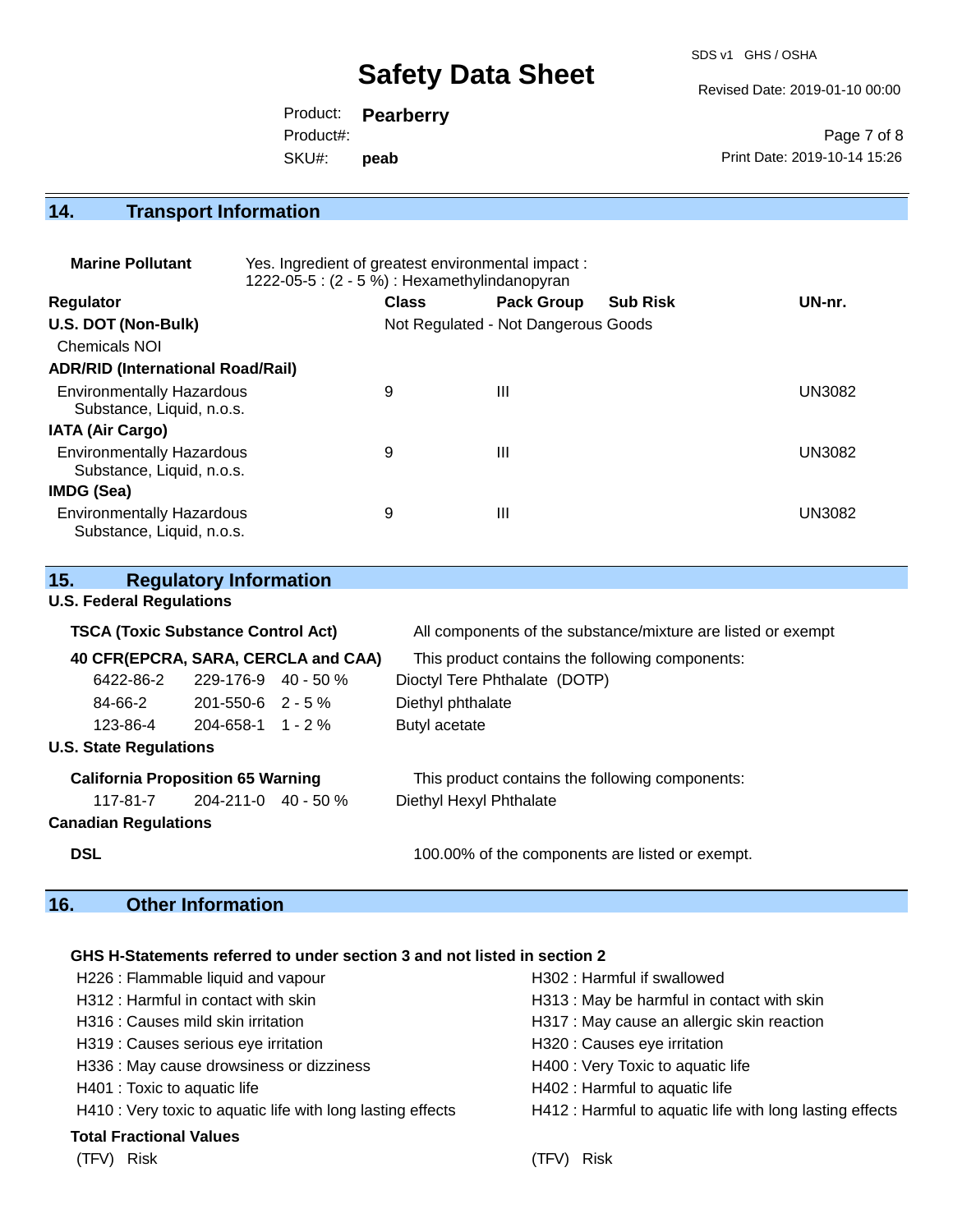## 14. Transport Information

**Marine Pollutant** Yes. Ingredient of greatest environmental impact : 1222-05-5 : (2 - 5 %) : Hexamethylindanopyran

| Regulator | Class | Pack Group | Sub Risk | UN-nr. |
|---|---|---|---|---|
| **U.S. DOT (Non-Bulk)** | Not Regulated - Not Dangerous Goods | | | |
| Chemicals NOI | | | | |
| **ADR/RID (International Road/Rail)** | | | | |
| Environmentally Hazardous Substance, Liquid, n.o.s. | 9 | III | | UN3082 |
| **IATA (Air Cargo)** | | | | |
| Environmentally Hazardous Substance, Liquid, n.o.s. | 9 | III | | UN3082 |
| **IMDG (Sea)** | | | | |
| Environmentally Hazardous Substance, Liquid, n.o.s. | 9 | III | | UN3082 |

## 15. Regulatory Information

**U.S. Federal Regulations**

**TSCA (Toxic Substance Control Act)** All components of the substance/mixture are listed or exempt

**40 CFR(EPCRA, SARA, CERCLA and CAA)** This product contains the following components:

| | | | |
|---|---|---|---|
| 6422-86-2 | 229-176-9 | 40 - 50 % | Dioctyl Tere Phthalate (DOTP) |
| 84-66-2 | 201-550-6 | 2 - 5 % | Diethyl phthalate |
| 123-86-4 | 204-658-1 | 1 - 2 % | Butyl acetate |

**U.S. State Regulations**

**California Proposition 65 Warning** This product contains the following components:

| | | | |
|---|---|---|---|
| 117-81-7 | 204-211-0 | 40 - 50 % | Diethyl Hexyl Phthalate |

**Canadian Regulations**

**DSL** 100.00% of the components are listed or exempt.

## 16. Other Information

**GHS H-Statements referred to under section 3 and not listed in section 2**

- H226 : Flammable liquid and vapour
- H302 : Harmful if swallowed
- H312 : Harmful in contact with skin
- H313 : May be harmful in contact with skin
- H316 : Causes mild skin irritation
- H317 : May cause an allergic skin reaction
- H319 : Causes serious eye irritation
- H320 : Causes eye irritation
- H336 : May cause drowsiness or dizziness
- H400 : Very Toxic to aquatic life
- H401 : Toxic to aquatic life
- H402 : Harmful to aquatic life
- H410 : Very toxic to aquatic life with long lasting effects
- H412 : Harmful to aquatic life with long lasting effects

**Total Fractional Values**

| (TFV) Risk | (TFV) Risk |
|---|---|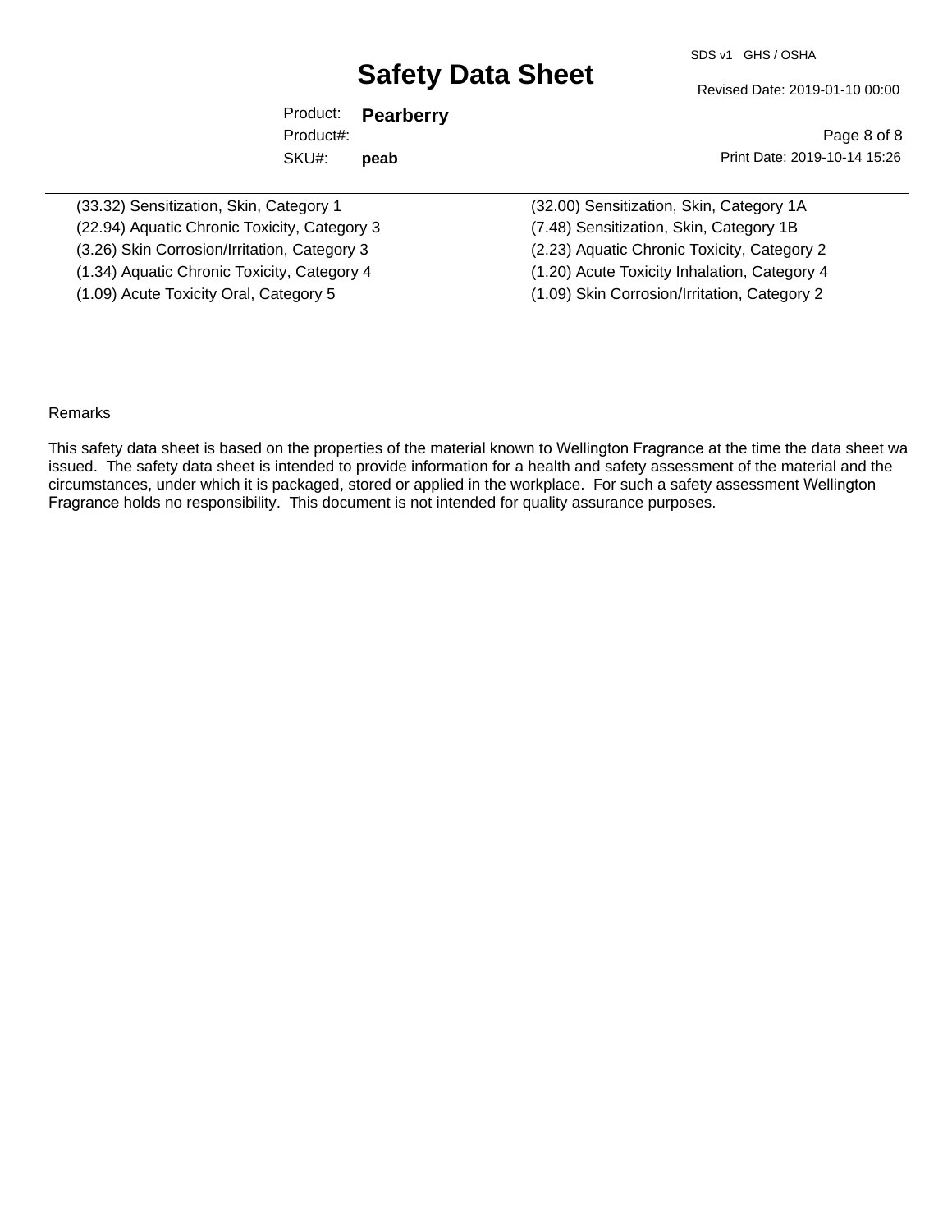(33.32) Sensitization, Skin, Category 1

(22.94) Aquatic Chronic Toxicity, Category 3

(3.26) Skin Corrosion/Irritation, Category 3

(1.34) Aquatic Chronic Toxicity, Category 4

(1.09) Acute Toxicity Oral, Category 5

(32.00) Sensitization, Skin, Category 1A

(7.48) Sensitization, Skin, Category 1B

(2.23) Aquatic Chronic Toxicity, Category 2

(1.20) Acute Toxicity Inhalation, Category 4

(1.09) Skin Corrosion/Irritation, Category 2

Remarks

This safety data sheet is based on the properties of the material known to Wellington Fragrance at the time the data sheet was issued. The safety data sheet is intended to provide information for a health and safety assessment of the material and the circumstances, under which it is packaged, stored or applied in the workplace. For such a safety assessment Wellington Fragrance holds no responsibility. This document is not intended for quality assurance purposes.